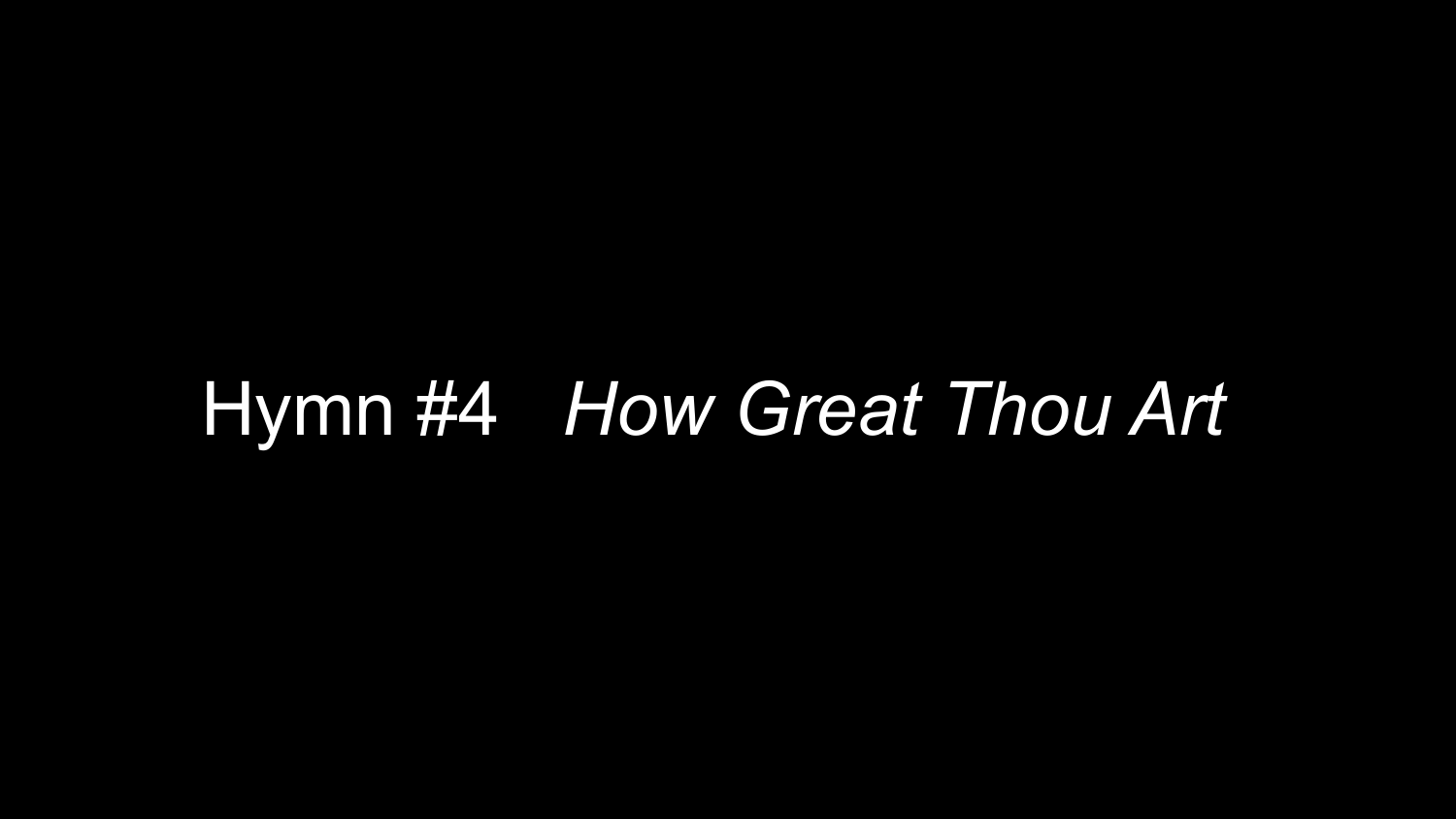Hymn #4 *How Great Thou Art*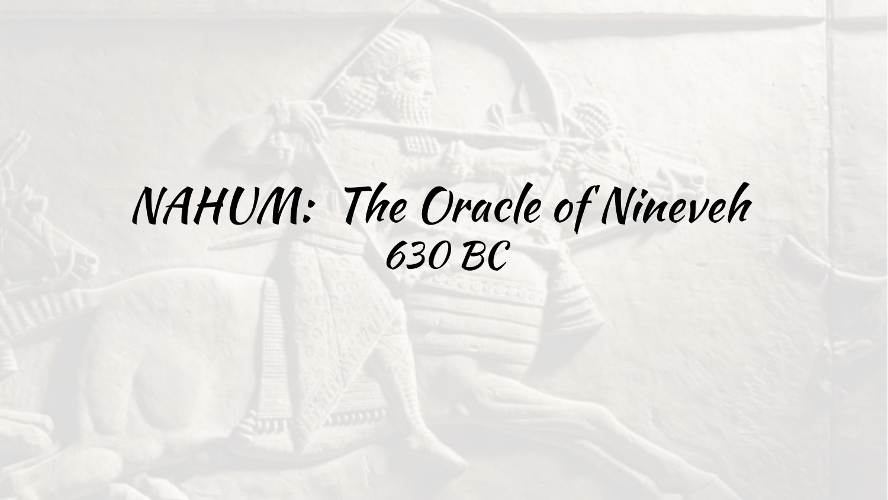# NAHUM: The Oracle of Nineveh

630 BC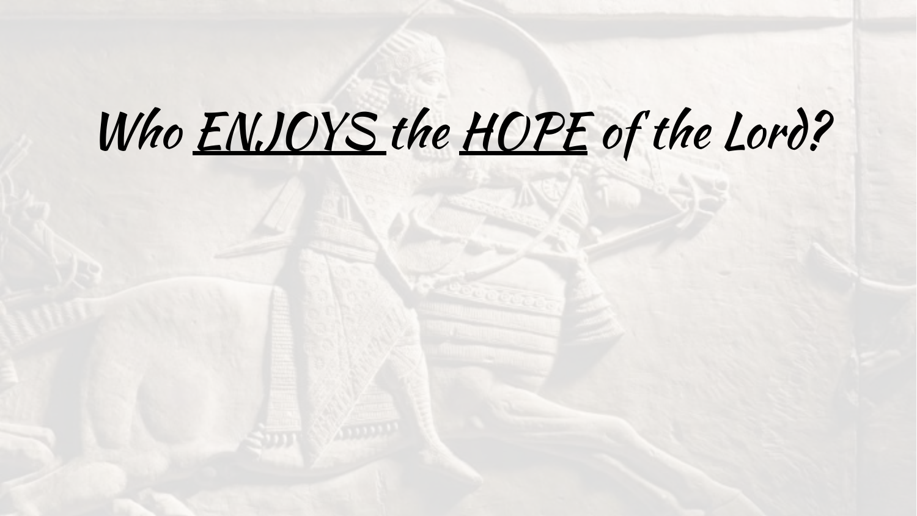# *Who <u>ENJOYS</u> the <u>HOPE</u> of the Lord?*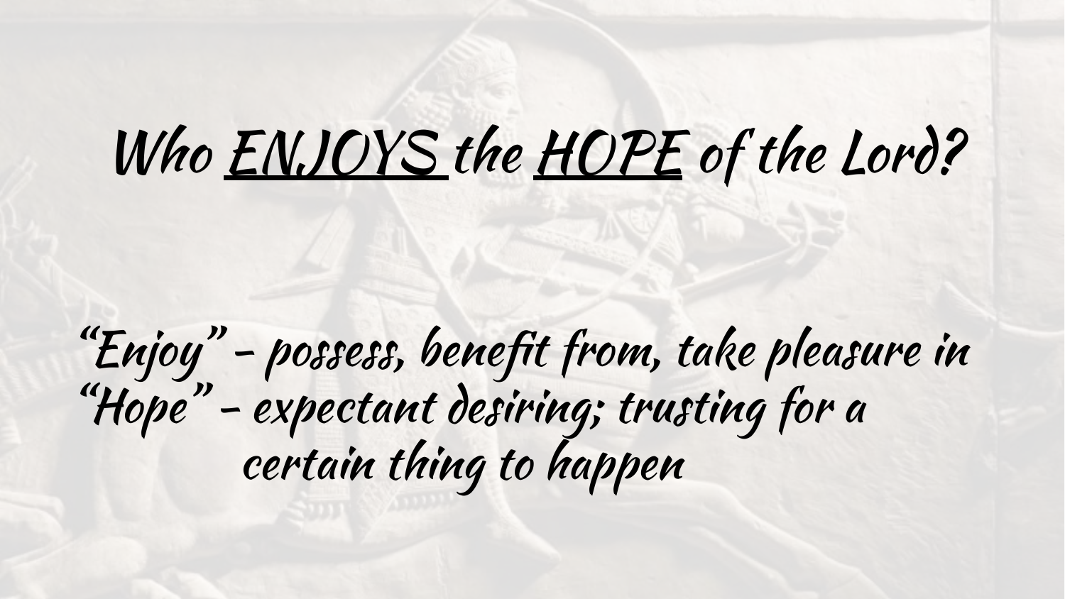# *Who <u>ENJOYS</u> the <u>HOPE</u> of the Lord?*

*"Enjoy" – possess, benefit from, take pleasure in*
*"Hope" – expectant desiring; trusting for a certain thing to happen*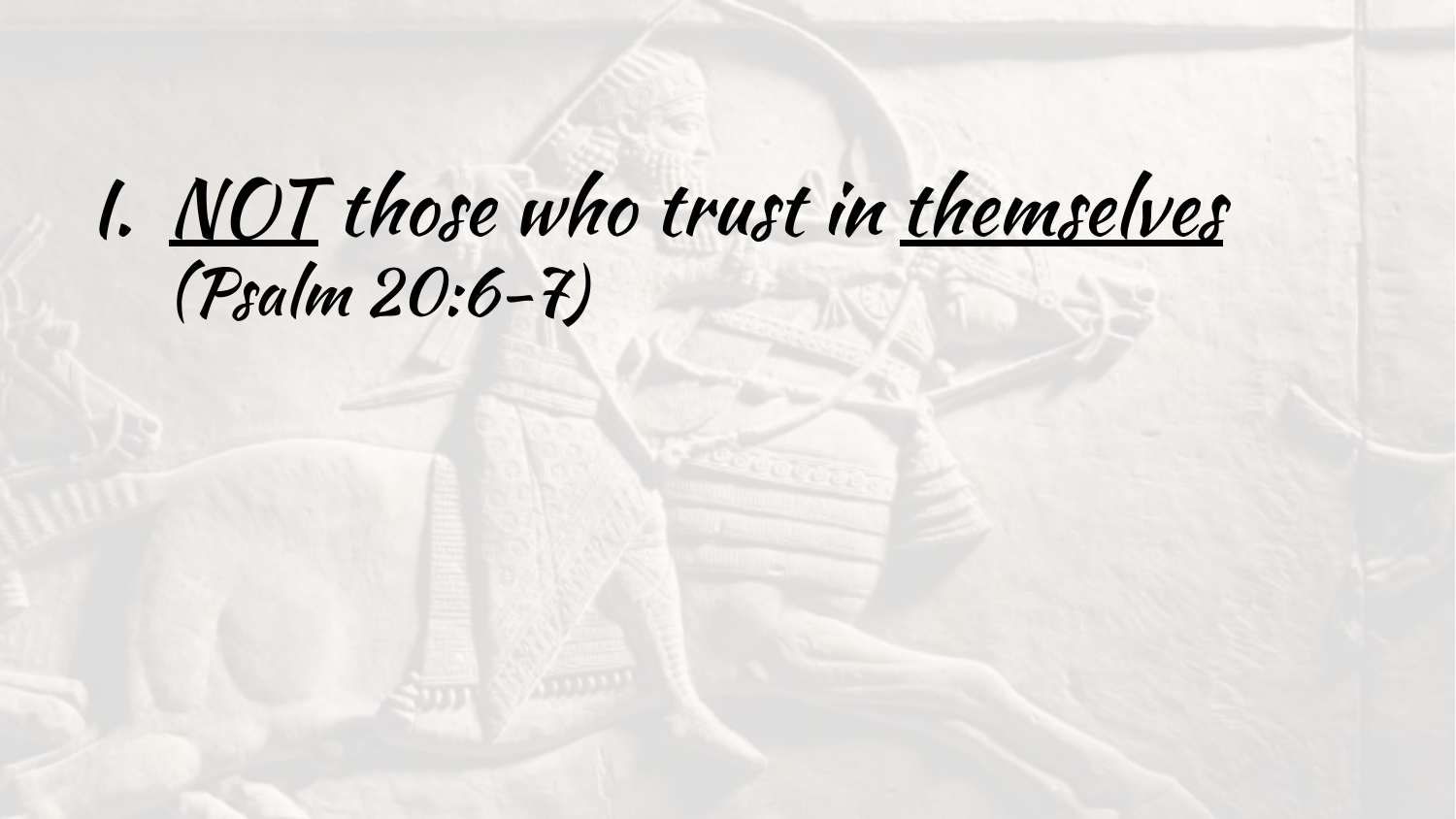1. *NOT those who trust in themselves (Psalm 20:6-7)*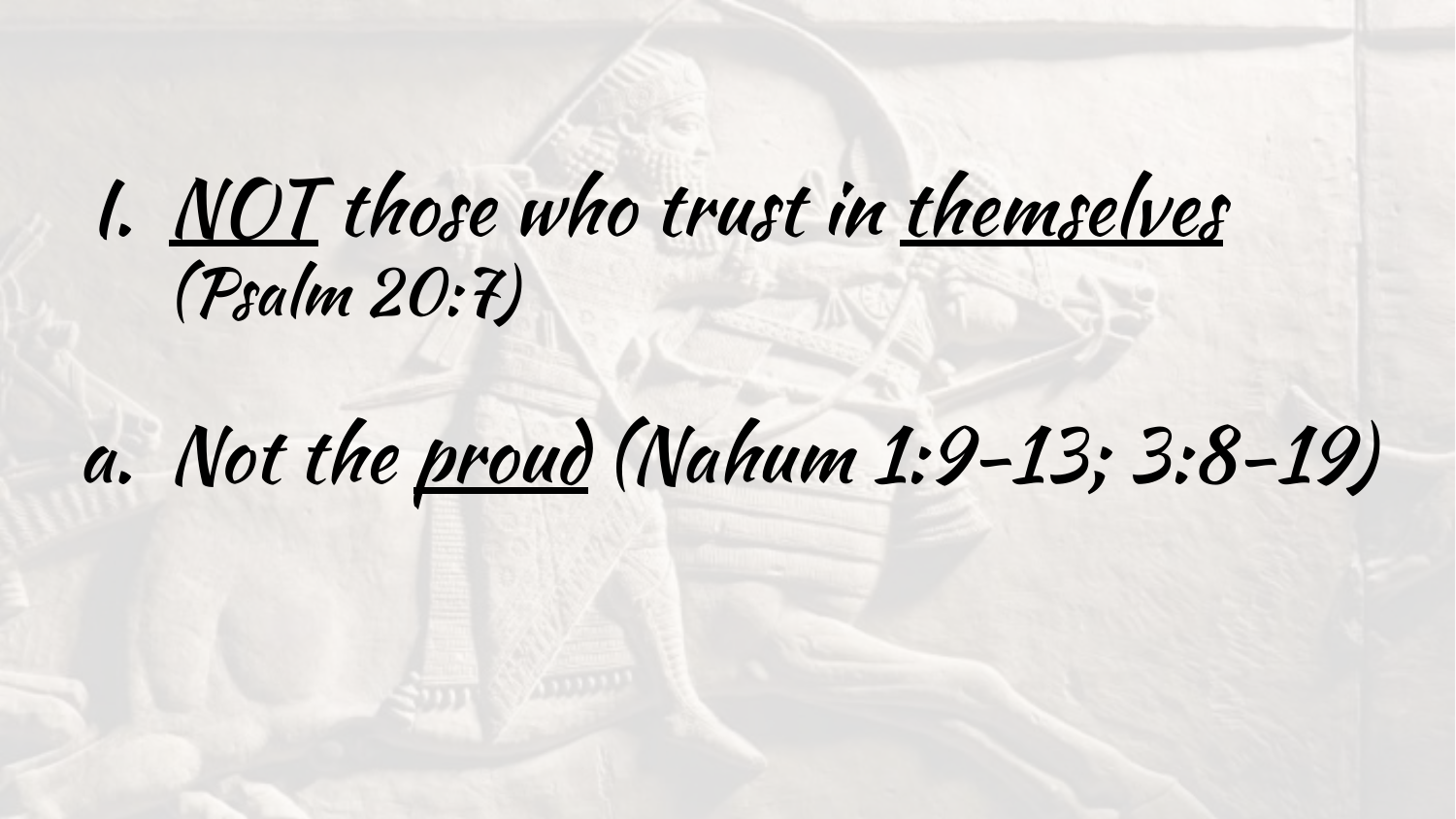1. <u>NOT</u> those who trust in <u>themselves</u> (Psalm 20:7)

a. Not the <u>proud</u> (Nahum 1:9-13; 3:8-19)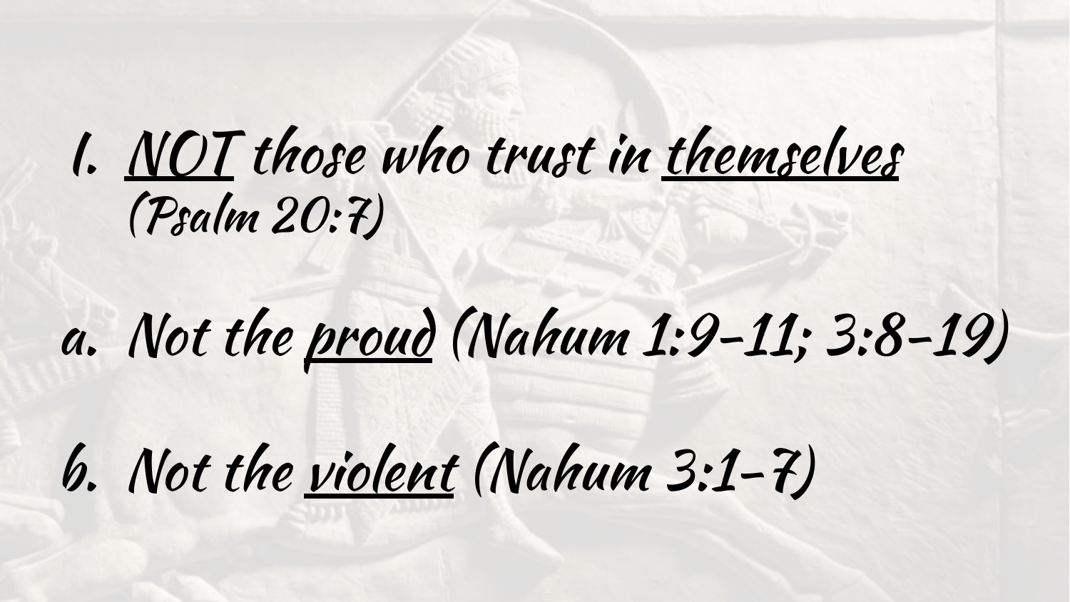1. <u>NOT</u> those who trust in <u>themselves</u> (Psalm 20:7)

a. Not the <u>proud</u> (Nahum 1:9-11; 3:8-19)

b. Not the <u>violent</u> (Nahum 3:1-7)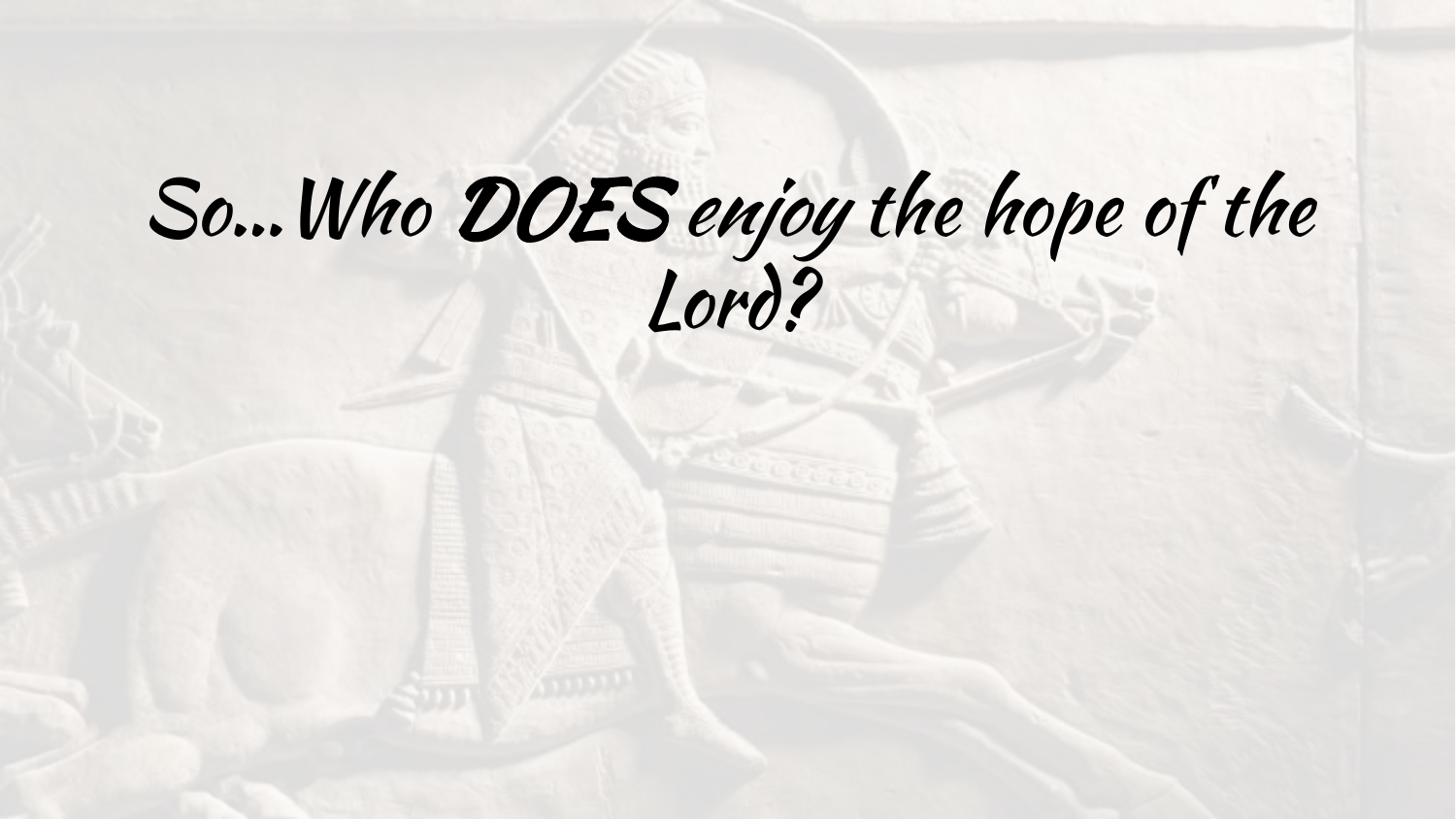# So...Who **DOES** enjoy the hope of the Lord?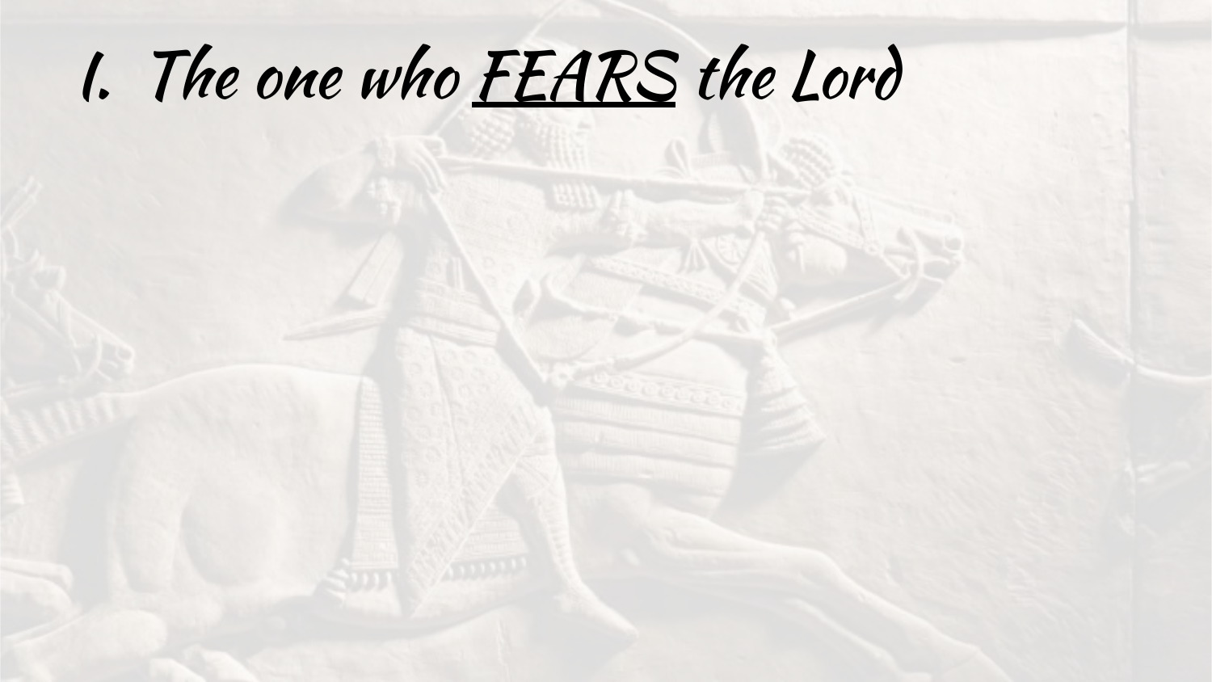# I. The one who FEARS the Lord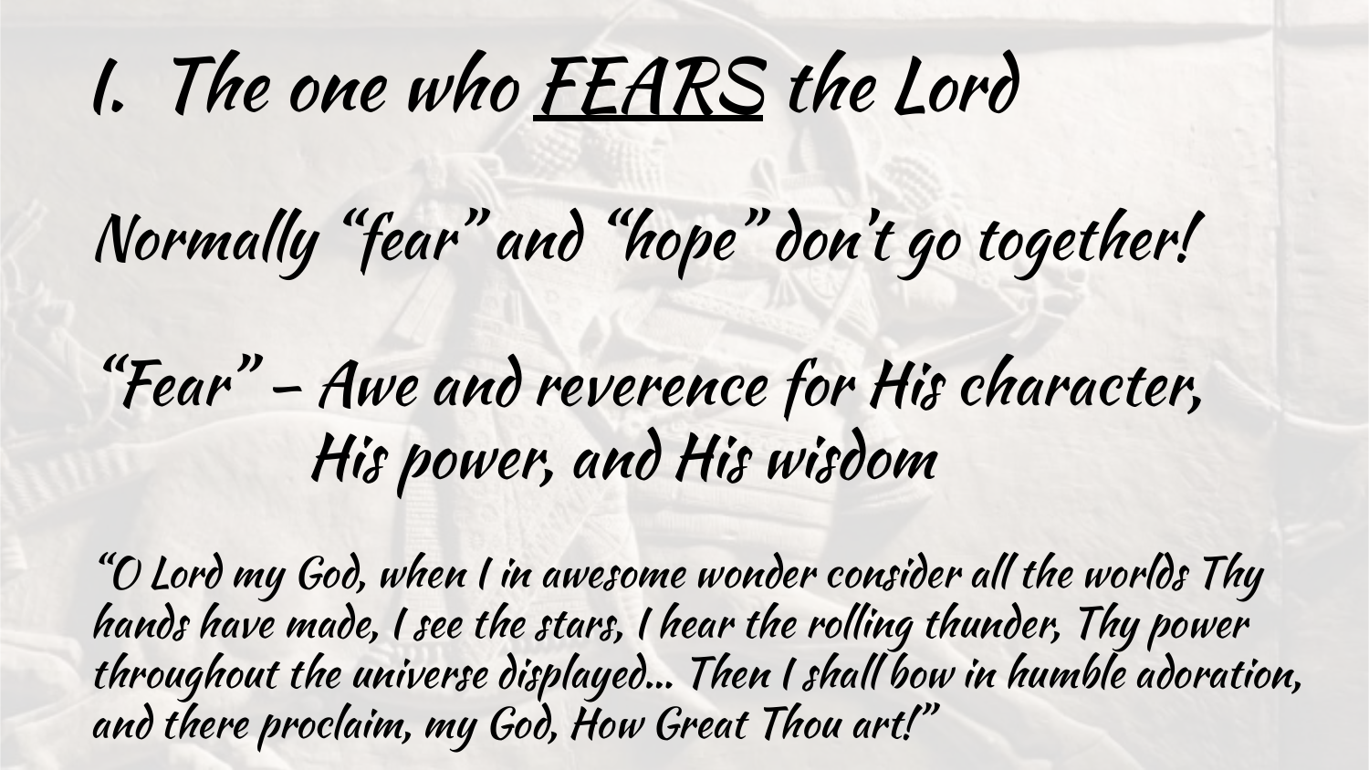# I. The one who <u>FEARS</u> the Lord

Normally "fear" and "hope" don't go together!

"Fear" – Awe and reverence for His character,
His power, and His wisdom

"O Lord my God, when I in awesome wonder consider all the worlds Thy hands have made, I see the stars, I hear the rolling thunder, Thy power throughout the universe displayed... Then I shall bow in humble adoration, and there proclaim, my God, How Great Thou art!"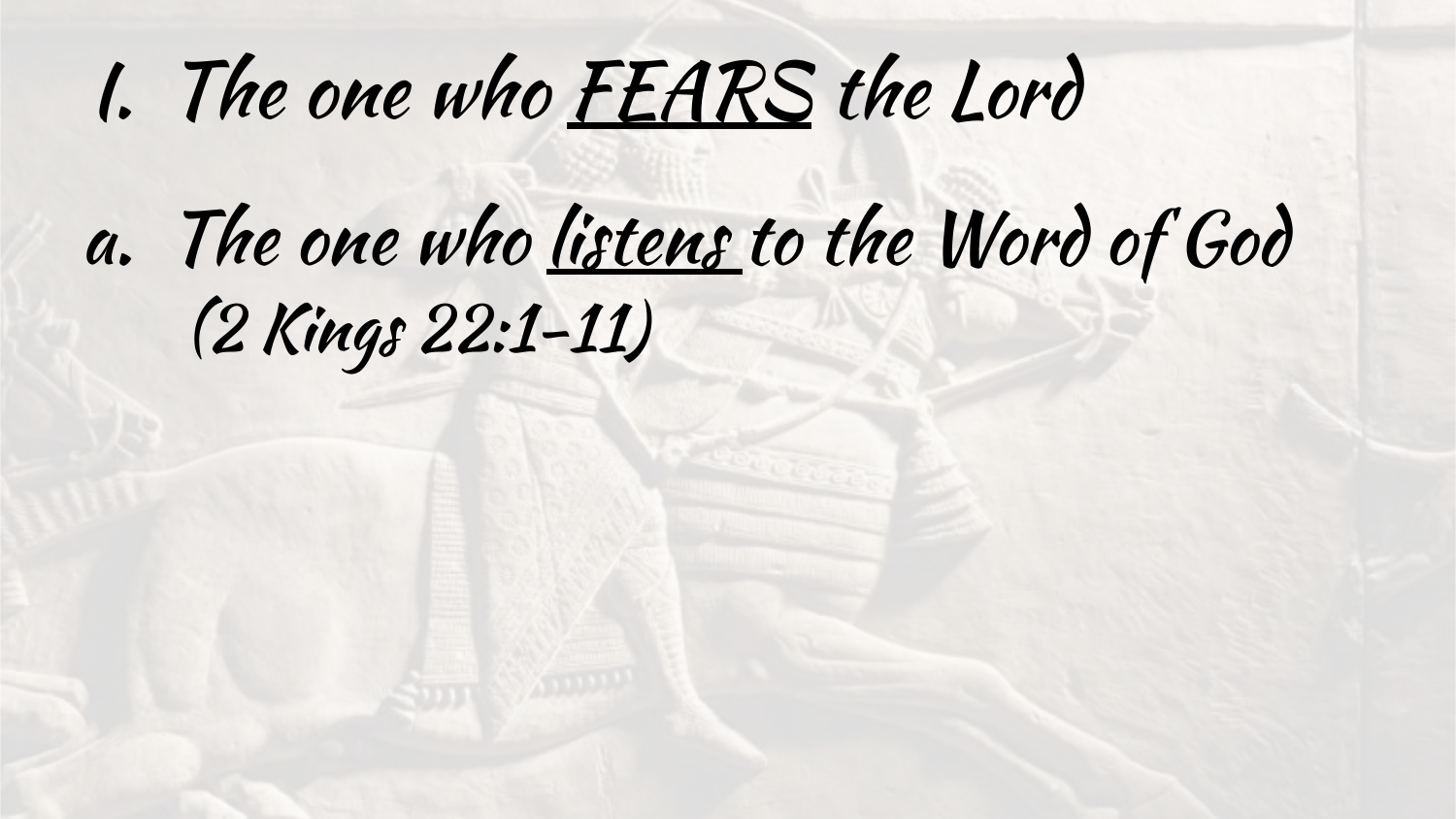# I. The one who <u>FEARS</u> the Lord

a. The one who <u>listens</u> to the Word of God (2 Kings 22:1-11)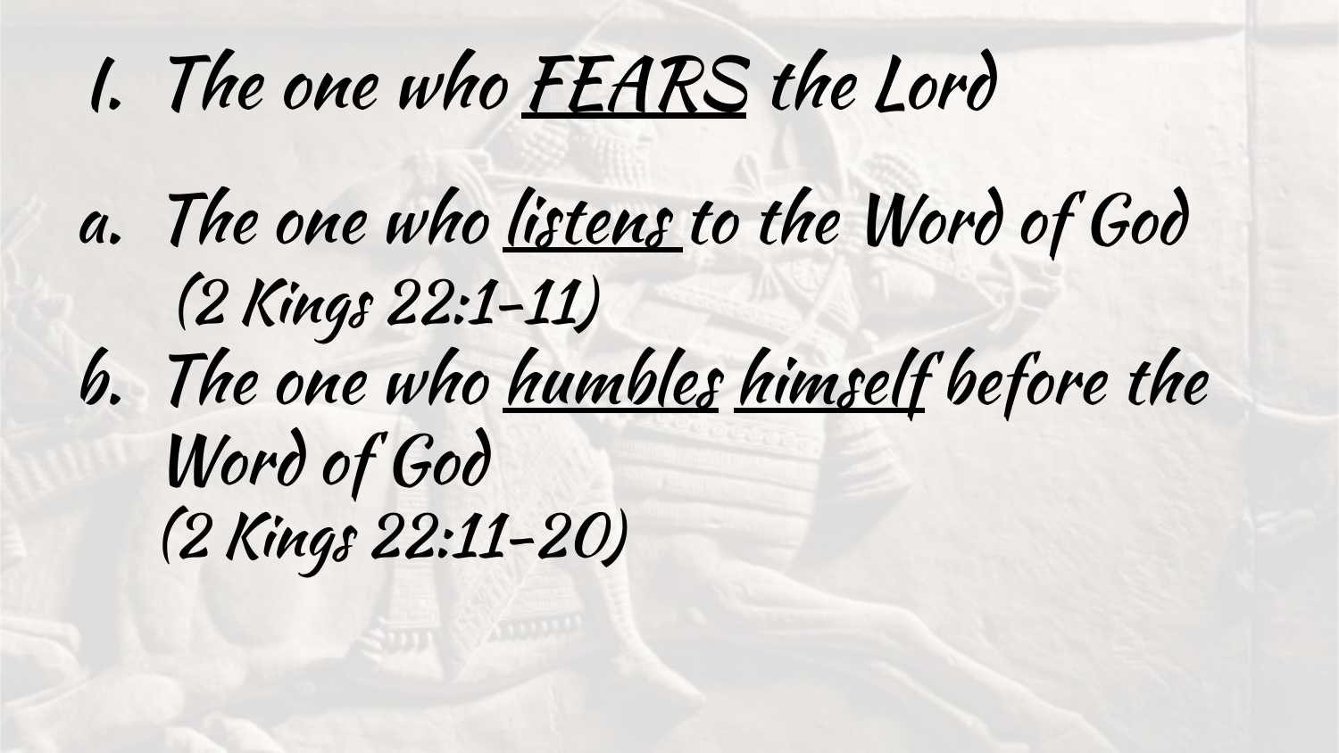# I. The one who <u>FEARS</u> the Lord

a. The one who <u>listens</u> to the Word of God (2 Kings 22:1-11)

b. The one who <u>humbles</u> <u>himself</u> before the Word of God (2 Kings 22:11-20)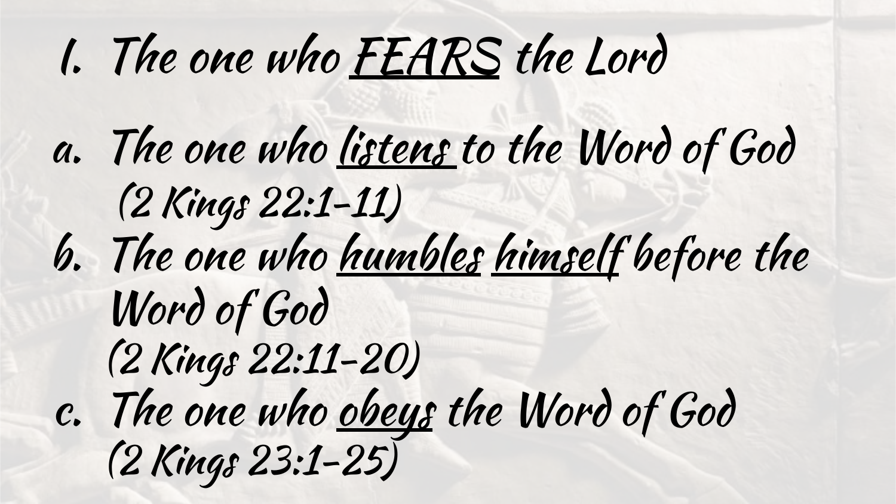# I. The one who FEARS the Lord

a. The one who listens to the Word of God (2 Kings 22:1-11)

b. The one who humbles himself before the Word of God (2 Kings 22:11-20)

c. The one who obeys the Word of God (2 Kings 23:1-25)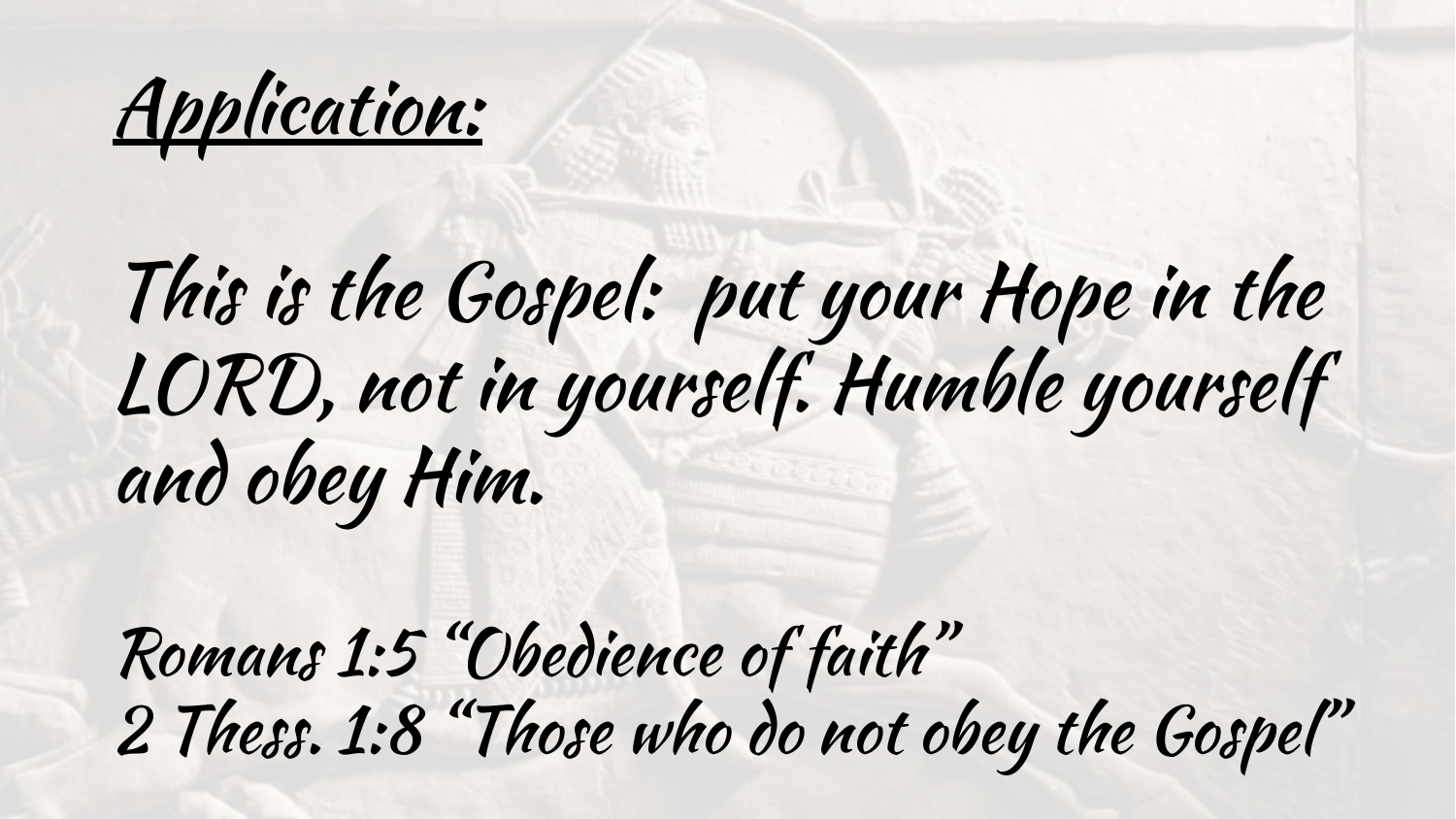# <u>Application:</u>

This is the Gospel: put your Hope in the LORD, not in yourself. Humble yourself and obey Him.

Romans 1:5 “Obedience of faith”
2 Thess. 1:8 “Those who do not obey the Gospel”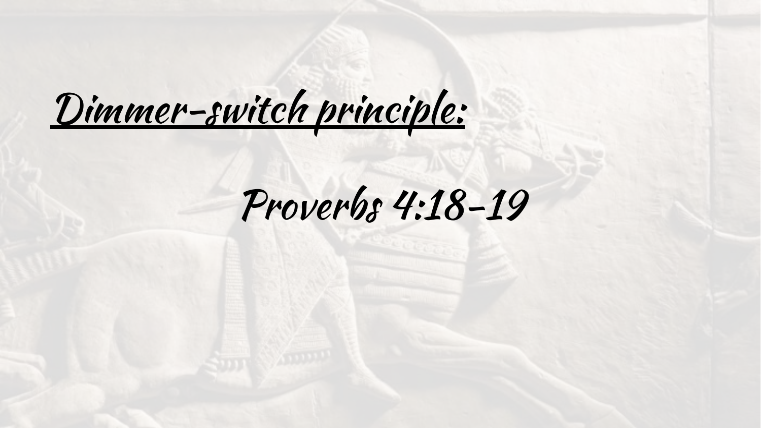*<u>Dimmer-switch principle:</u>*

*Proverbs 4:18-19*